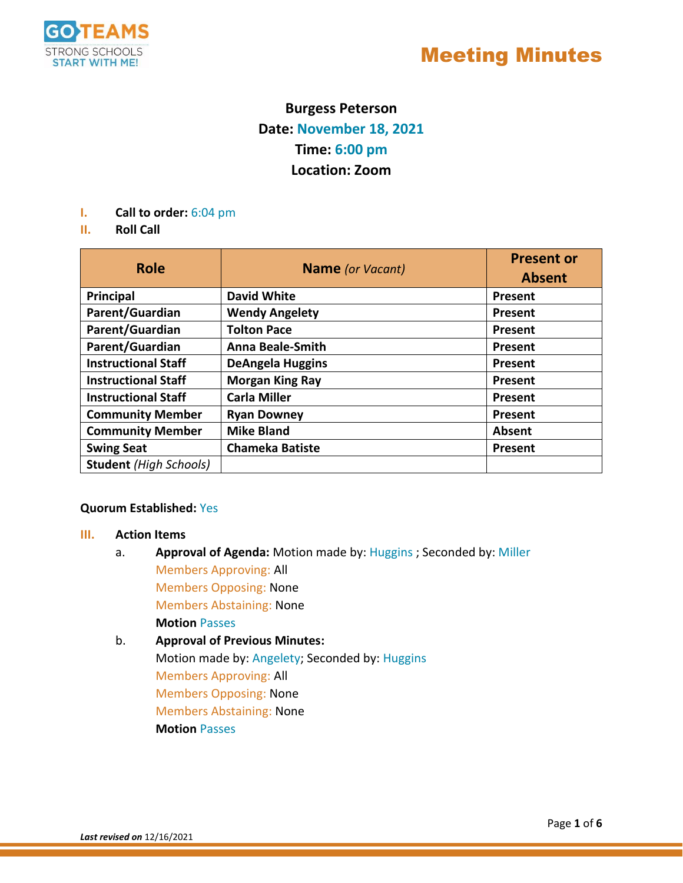GO TEAMS
STRONG SCHOOLS START WITH ME!

# Meeting Minutes

**Burgess Peterson**
**Date: November 18, 2021**
**Time: 6:00 pm**
**Location: Zoom**

**I. Call to order:** 6:04 pm

**II. Roll Call**

| Role | Name *(or Vacant)* | Present or Absent |
|---|---|---|
| **Principal** | **David White** | **Present** |
| **Parent/Guardian** | **Wendy Angelety** | **Present** |
| **Parent/Guardian** | **Tolton Pace** | **Present** |
| **Parent/Guardian** | **Anna Beale-Smith** | **Present** |
| **Instructional Staff** | **DeAngela Huggins** | **Present** |
| **Instructional Staff** | **Morgan King Ray** | **Present** |
| **Instructional Staff** | **Carla Miller** | **Present** |
| **Community Member** | **Ryan Downey** | **Present** |
| **Community Member** | **Mike Bland** | **Absent** |
| **Swing Seat** | **Chameka Batiste** | **Present** |
| **Student** *(High Schools)* | | |

**Quorum Established:** Yes

**III. Action Items**

a. **Approval of Agenda:** Motion made by: Huggins ; Seconded by: Miller
   Members Approving: All
   Members Opposing: None
   Members Abstaining: None
   **Motion** Passes

b. **Approval of Previous Minutes:**
   Motion made by: Angelety; Seconded by: Huggins
   Members Approving: All
   Members Opposing: None
   Members Abstaining: None
   **Motion** Passes

***Last revised on*** 12/16/2021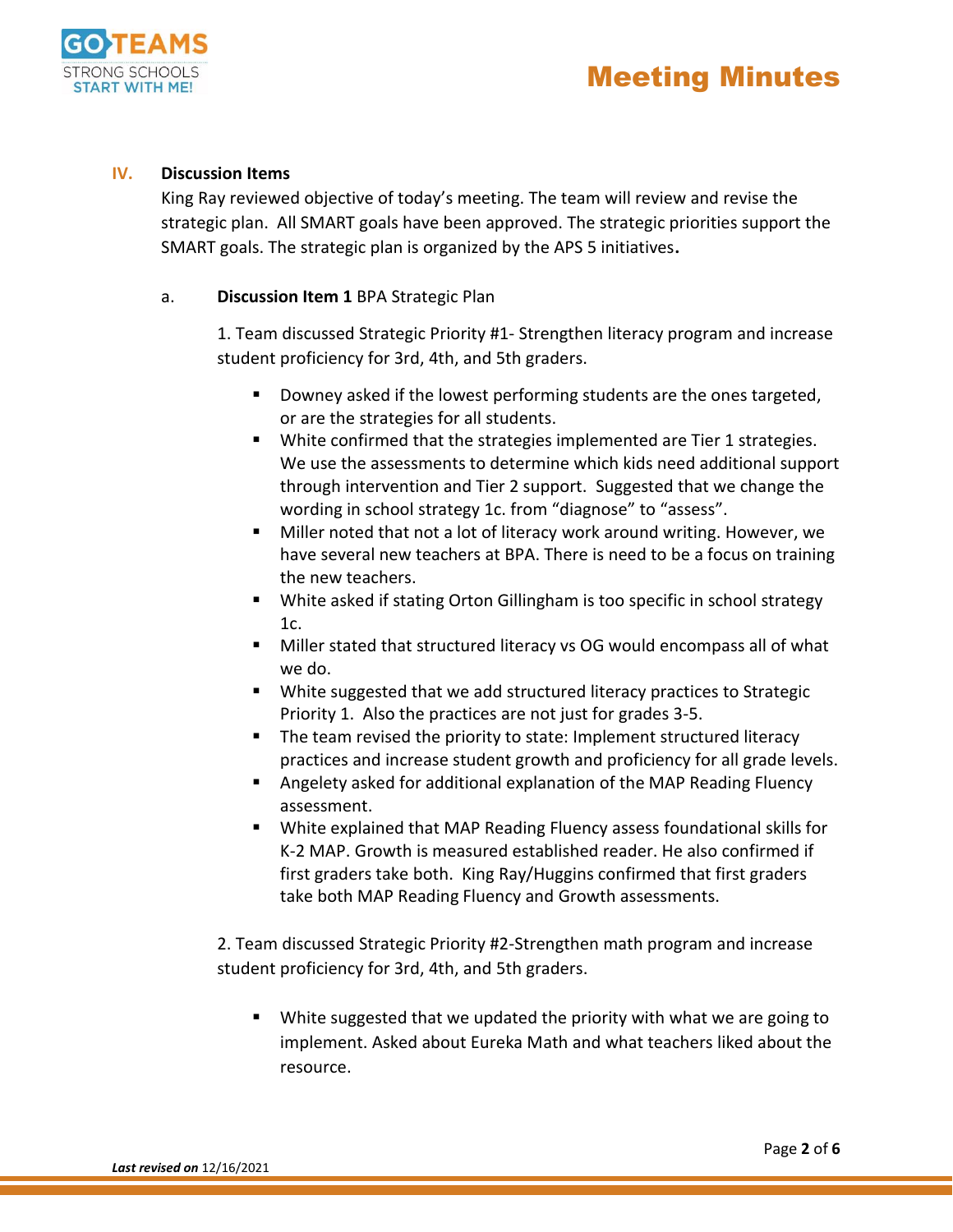## IV. Discussion Items

King Ray reviewed objective of today's meeting. The team will review and revise the strategic plan. All SMART goals have been approved. The strategic priorities support the SMART goals. The strategic plan is organized by the APS 5 initiatives**.**

a. **Discussion Item 1** BPA Strategic Plan

1. Team discussed Strategic Priority #1- Strengthen literacy program and increase student proficiency for 3rd, 4th, and 5th graders.

- Downey asked if the lowest performing students are the ones targeted, or are the strategies for all students.
- White confirmed that the strategies implemented are Tier 1 strategies. We use the assessments to determine which kids need additional support through intervention and Tier 2 support. Suggested that we change the wording in school strategy 1c. from "diagnose" to "assess".
- Miller noted that not a lot of literacy work around writing. However, we have several new teachers at BPA. There is need to be a focus on training the new teachers.
- White asked if stating Orton Gillingham is too specific in school strategy 1c.
- Miller stated that structured literacy vs OG would encompass all of what we do.
- White suggested that we add structured literacy practices to Strategic Priority 1. Also the practices are not just for grades 3-5.
- The team revised the priority to state: Implement structured literacy practices and increase student growth and proficiency for all grade levels.
- Angelety asked for additional explanation of the MAP Reading Fluency assessment.
- White explained that MAP Reading Fluency assess foundational skills for K-2 MAP. Growth is measured established reader. He also confirmed if first graders take both. King Ray/Huggins confirmed that first graders take both MAP Reading Fluency and Growth assessments.

2. Team discussed Strategic Priority #2-Strengthen math program and increase student proficiency for 3rd, 4th, and 5th graders.

- White suggested that we updated the priority with what we are going to implement. Asked about Eureka Math and what teachers liked about the resource.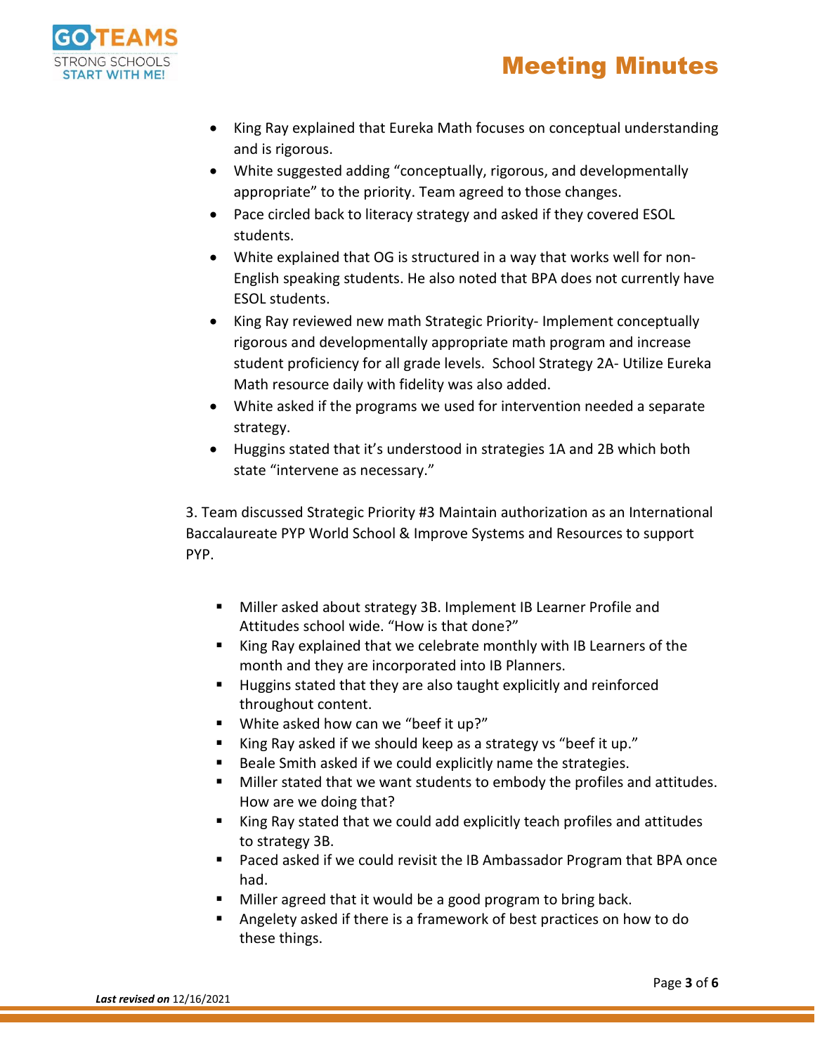- King Ray explained that Eureka Math focuses on conceptual understanding and is rigorous.
- White suggested adding "conceptually, rigorous, and developmentally appropriate" to the priority. Team agreed to those changes.
- Pace circled back to literacy strategy and asked if they covered ESOL students.
- White explained that OG is structured in a way that works well for non-English speaking students. He also noted that BPA does not currently have ESOL students.
- King Ray reviewed new math Strategic Priority- Implement conceptually rigorous and developmentally appropriate math program and increase student proficiency for all grade levels. School Strategy 2A- Utilize Eureka Math resource daily with fidelity was also added.
- White asked if the programs we used for intervention needed a separate strategy.
- Huggins stated that it's understood in strategies 1A and 2B which both state "intervene as necessary."

3. Team discussed Strategic Priority #3 Maintain authorization as an International Baccalaureate PYP World School & Improve Systems and Resources to support PYP.

- Miller asked about strategy 3B. Implement IB Learner Profile and Attitudes school wide. "How is that done?"
- King Ray explained that we celebrate monthly with IB Learners of the month and they are incorporated into IB Planners.
- Huggins stated that they are also taught explicitly and reinforced throughout content.
- White asked how can we "beef it up?"
- King Ray asked if we should keep as a strategy vs "beef it up."
- Beale Smith asked if we could explicitly name the strategies.
- Miller stated that we want students to embody the profiles and attitudes. How are we doing that?
- King Ray stated that we could add explicitly teach profiles and attitudes to strategy 3B.
- Paced asked if we could revisit the IB Ambassador Program that BPA once had.
- Miller agreed that it would be a good program to bring back.
- Angelety asked if there is a framework of best practices on how to do these things.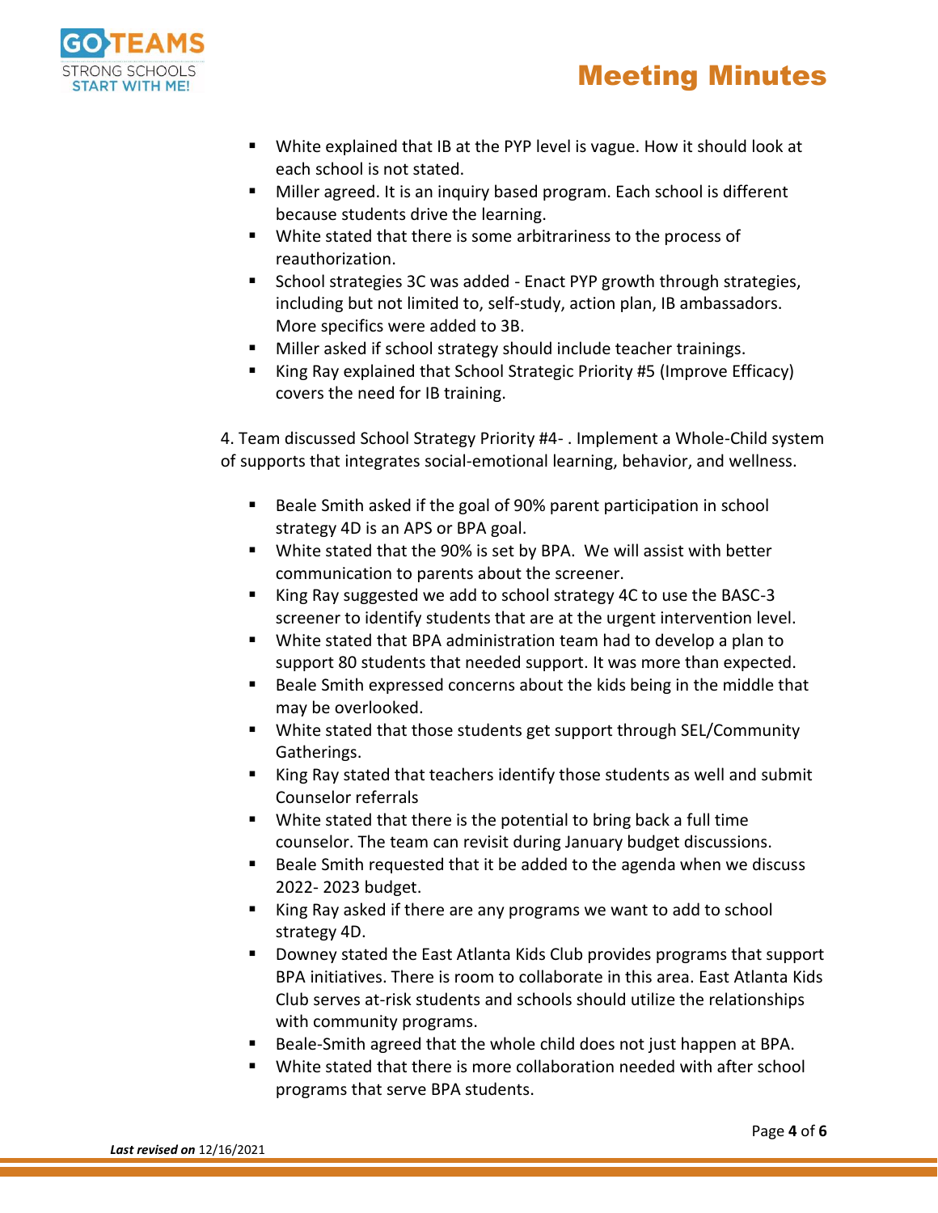- White explained that IB at the PYP level is vague. How it should look at each school is not stated.
- Miller agreed. It is an inquiry based program. Each school is different because students drive the learning.
- White stated that there is some arbitrariness to the process of reauthorization.
- School strategies 3C was added - Enact PYP growth through strategies, including but not limited to, self-study, action plan, IB ambassadors. More specifics were added to 3B.
- Miller asked if school strategy should include teacher trainings.
- King Ray explained that School Strategic Priority #5 (Improve Efficacy) covers the need for IB training.

4. Team discussed School Strategy Priority #4- . Implement a Whole-Child system of supports that integrates social-emotional learning, behavior, and wellness.

- Beale Smith asked if the goal of 90% parent participation in school strategy 4D is an APS or BPA goal.
- White stated that the 90% is set by BPA. We will assist with better communication to parents about the screener.
- King Ray suggested we add to school strategy 4C to use the BASC-3 screener to identify students that are at the urgent intervention level.
- White stated that BPA administration team had to develop a plan to support 80 students that needed support. It was more than expected.
- Beale Smith expressed concerns about the kids being in the middle that may be overlooked.
- White stated that those students get support through SEL/Community Gatherings.
- King Ray stated that teachers identify those students as well and submit Counselor referrals
- White stated that there is the potential to bring back a full time counselor. The team can revisit during January budget discussions.
- Beale Smith requested that it be added to the agenda when we discuss 2022- 2023 budget.
- King Ray asked if there are any programs we want to add to school strategy 4D.
- Downey stated the East Atlanta Kids Club provides programs that support BPA initiatives. There is room to collaborate in this area. East Atlanta Kids Club serves at-risk students and schools should utilize the relationships with community programs.
- Beale-Smith agreed that the whole child does not just happen at BPA.
- White stated that there is more collaboration needed with after school programs that serve BPA students.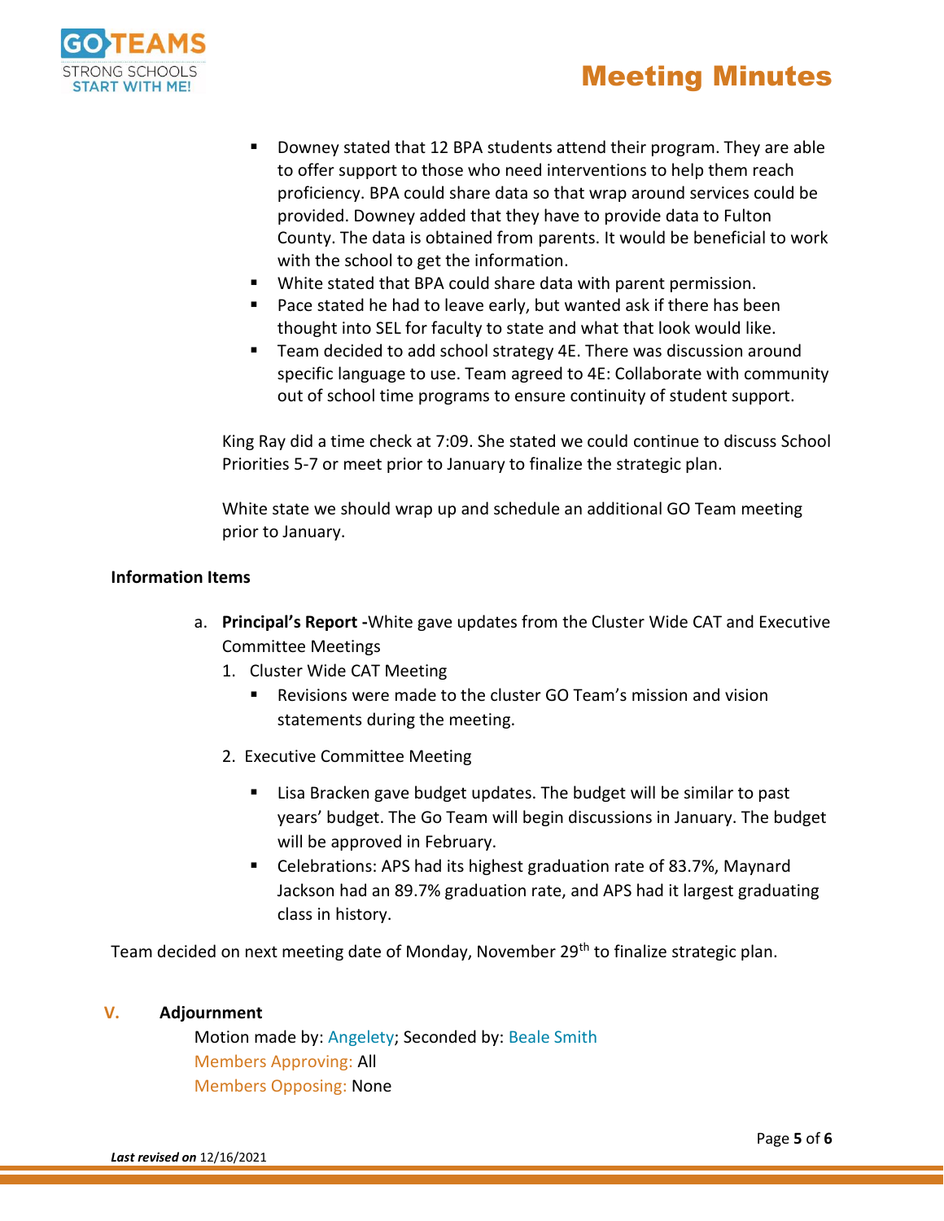- Downey stated that 12 BPA students attend their program. They are able to offer support to those who need interventions to help them reach proficiency. BPA could share data so that wrap around services could be provided. Downey added that they have to provide data to Fulton County. The data is obtained from parents. It would be beneficial to work with the school to get the information.
- White stated that BPA could share data with parent permission.
- Pace stated he had to leave early, but wanted ask if there has been thought into SEL for faculty to state and what that look would like.
- Team decided to add school strategy 4E. There was discussion around specific language to use. Team agreed to 4E: Collaborate with community out of school time programs to ensure continuity of student support.

King Ray did a time check at 7:09. She stated we could continue to discuss School Priorities 5-7 or meet prior to January to finalize the strategic plan.

White state we should wrap up and schedule an additional GO Team meeting prior to January.

**Information Items**

a. **Principal's Report -**White gave updates from the Cluster Wide CAT and Executive Committee Meetings
   1. Cluster Wide CAT Meeting
      - Revisions were made to the cluster GO Team's mission and vision statements during the meeting.
   2. Executive Committee Meeting
      - Lisa Bracken gave budget updates. The budget will be similar to past years' budget. The Go Team will begin discussions in January. The budget will be approved in February.
      - Celebrations: APS had its highest graduation rate of 83.7%, Maynard Jackson had an 89.7% graduation rate, and APS had it largest graduating class in history.

Team decided on next meeting date of Monday, November 29th to finalize strategic plan.

## V. Adjournment

Motion made by: Angelety; Seconded by: Beale Smith
Members Approving: All
Members Opposing: None

*Last revised on* 12/16/2021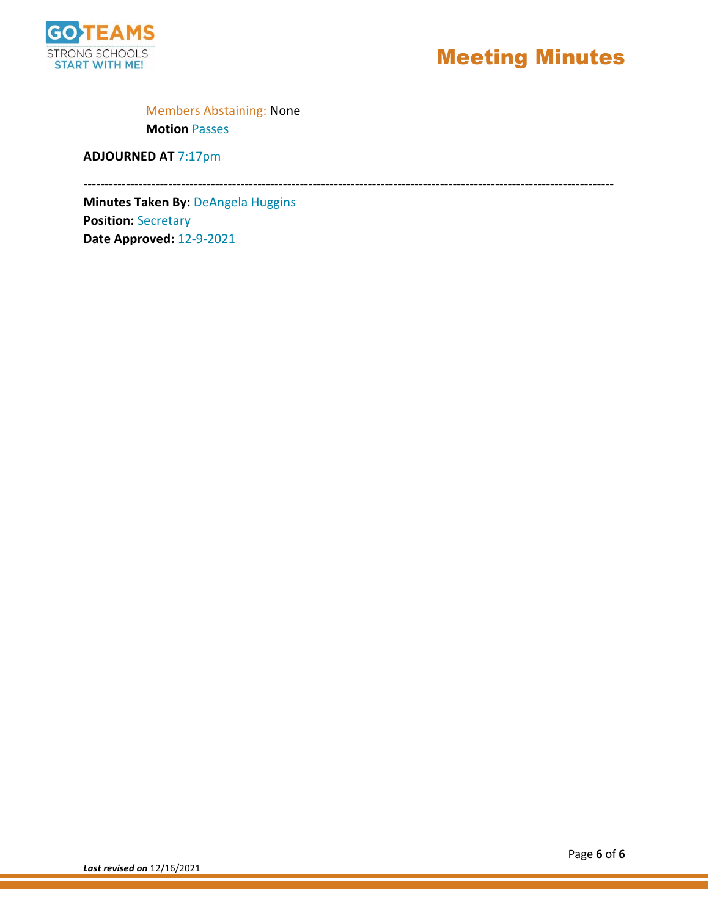Members Abstaining: None
**Motion** Passes

**ADJOURNED AT** 7:17pm

---

**Minutes Taken By:** DeAngela Huggins
**Position:** Secretary
**Date Approved:** 12-9-2021